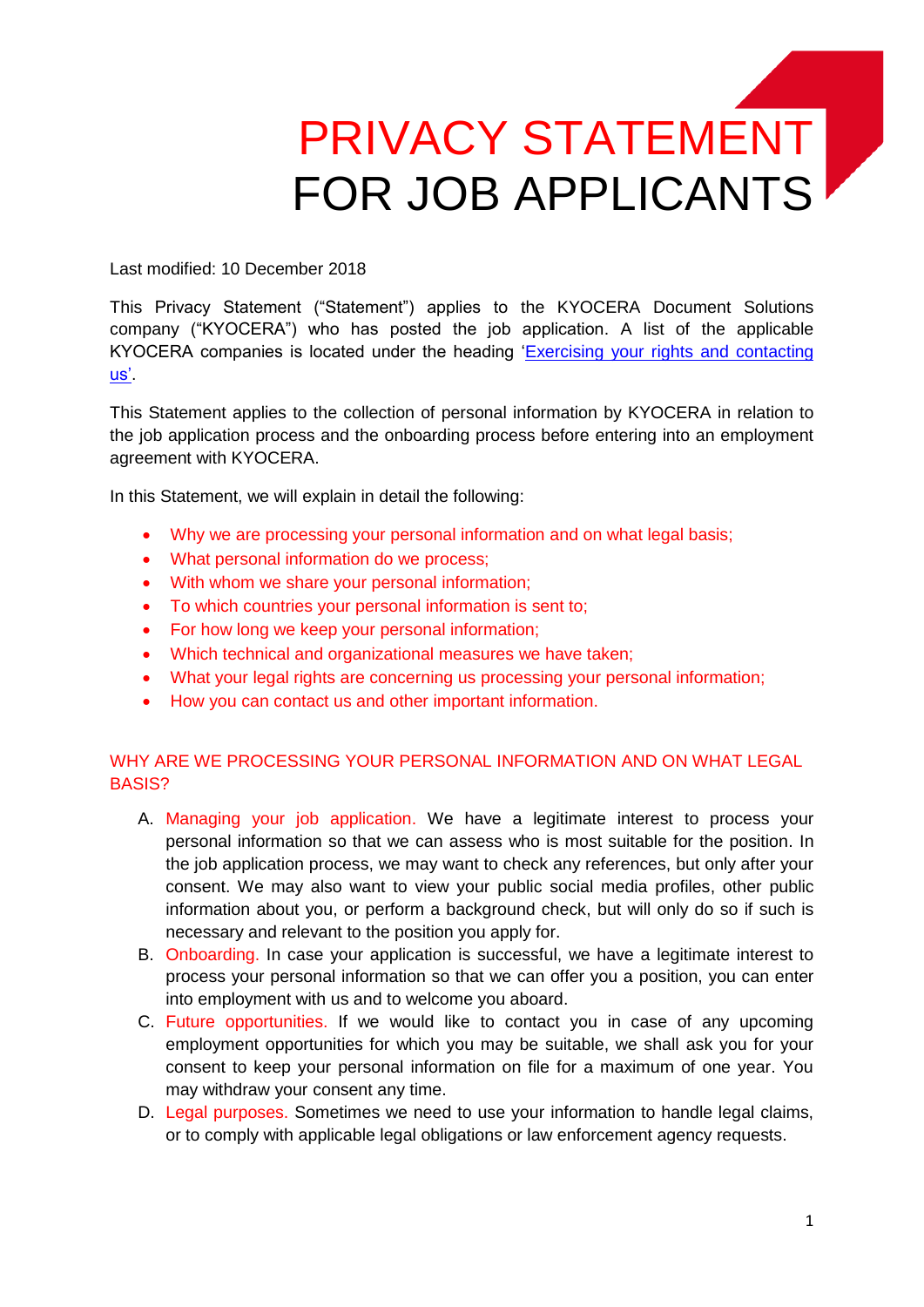# PRIVACY STATEMENT FOR JOB APPLICANTS

Last modified: 10 December 2018

This Privacy Statement ("Statement") applies to the KYOCERA Document Solutions company ("KYOCERA") who has posted the job application. A list of the applicable KYOCERA companies is located under the heading 'Exercising your rights and contacting us'.

This Statement applies to the collection of personal information by KYOCERA in relation to the job application process and the onboarding process before entering into an employment agreement with KYOCERA.

In this Statement, we will explain in detail the following:

- Why we are processing your personal information and on what legal basis;
- What personal information do we process;
- With whom we share your personal information;
- To which countries your personal information is sent to;
- For how long we keep your personal information;
- Which technical and organizational measures we have taken;
- What your legal rights are concerning us processing your personal information;
- How you can contact us and other important information.

## WHY ARE WE PROCESSING YOUR PERSONAL INFORMATION AND ON WHAT LEGAL BASIS?

A. Managing your job application. We have a legitimate interest to process your personal information so that we can assess who is most suitable for the position. In the job application process, we may want to check any references, but only after your consent. We may also want to view your public social media profiles, other public information about you, or perform a background check, but will only do so if such is necessary and relevant to the position you apply for.

B. Onboarding. In case your application is successful, we have a legitimate interest to process your personal information so that we can offer you a position, you can enter into employment with us and to welcome you aboard.

C. Future opportunities. If we would like to contact you in case of any upcoming employment opportunities for which you may be suitable, we shall ask you for your consent to keep your personal information on file for a maximum of one year. You may withdraw your consent any time.

D. Legal purposes. Sometimes we need to use your information to handle legal claims, or to comply with applicable legal obligations or law enforcement agency requests.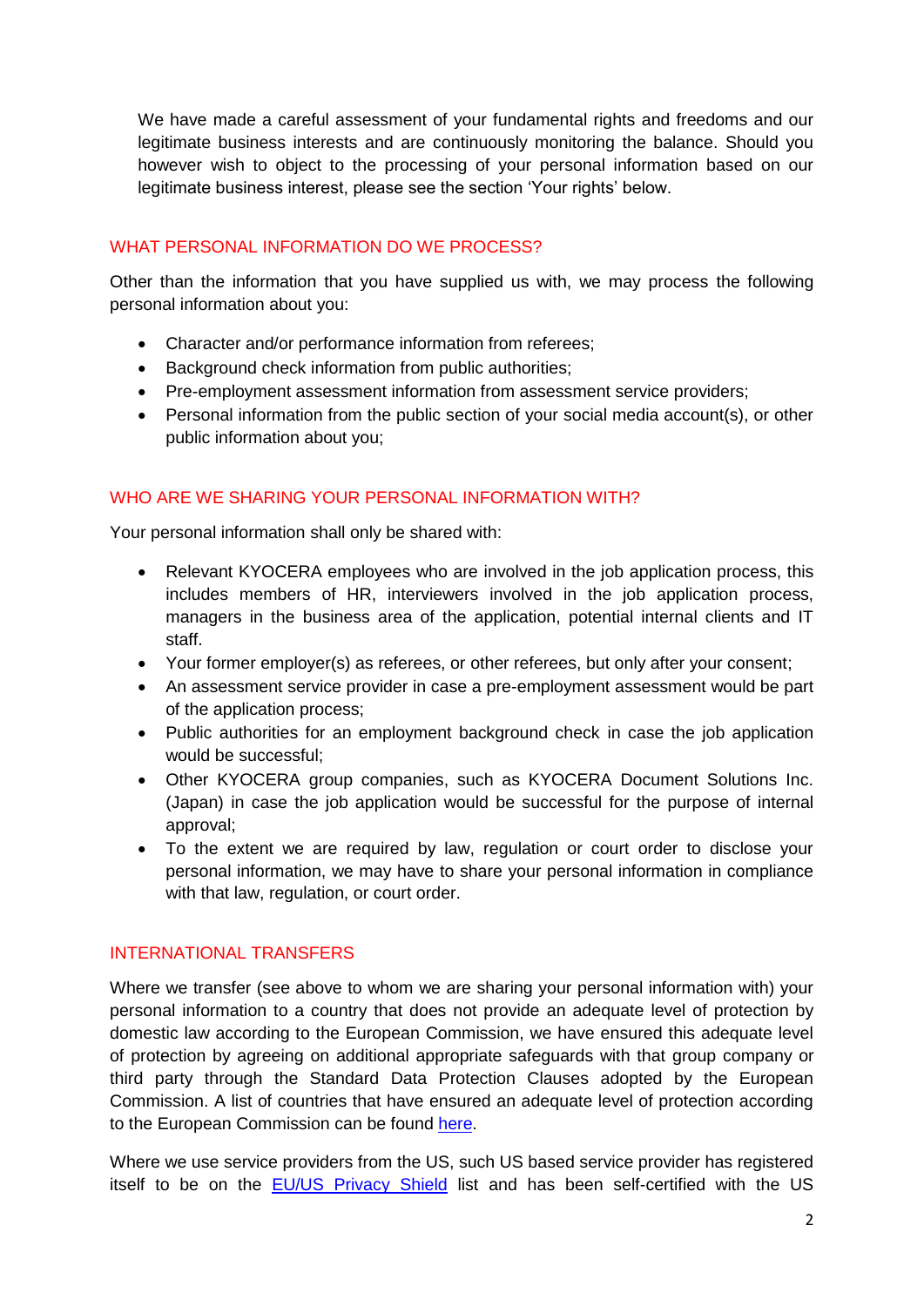We have made a careful assessment of your fundamental rights and freedoms and our legitimate business interests and are continuously monitoring the balance. Should you however wish to object to the processing of your personal information based on our legitimate business interest, please see the section 'Your rights' below.

## WHAT PERSONAL INFORMATION DO WE PROCESS?

Other than the information that you have supplied us with, we may process the following personal information about you:

- Character and/or performance information from referees;
- Background check information from public authorities;
- Pre-employment assessment information from assessment service providers;
- Personal information from the public section of your social media account(s), or other public information about you;

## WHO ARE WE SHARING YOUR PERSONAL INFORMATION WITH?

Your personal information shall only be shared with:

- Relevant KYOCERA employees who are involved in the job application process, this includes members of HR, interviewers involved in the job application process, managers in the business area of the application, potential internal clients and IT staff.
- Your former employer(s) as referees, or other referees, but only after your consent;
- An assessment service provider in case a pre-employment assessment would be part of the application process;
- Public authorities for an employment background check in case the job application would be successful;
- Other KYOCERA group companies, such as KYOCERA Document Solutions Inc. (Japan) in case the job application would be successful for the purpose of internal approval;
- To the extent we are required by law, regulation or court order to disclose your personal information, we may have to share your personal information in compliance with that law, regulation, or court order.

## INTERNATIONAL TRANSFERS

Where we transfer (see above to whom we are sharing your personal information with) your personal information to a country that does not provide an adequate level of protection by domestic law according to the European Commission, we have ensured this adequate level of protection by agreeing on additional appropriate safeguards with that group company or third party through the Standard Data Protection Clauses adopted by the European Commission. A list of countries that have ensured an adequate level of protection according to the European Commission can be found here.

Where we use service providers from the US, such US based service provider has registered itself to be on the EU/US Privacy Shield list and has been self-certified with the US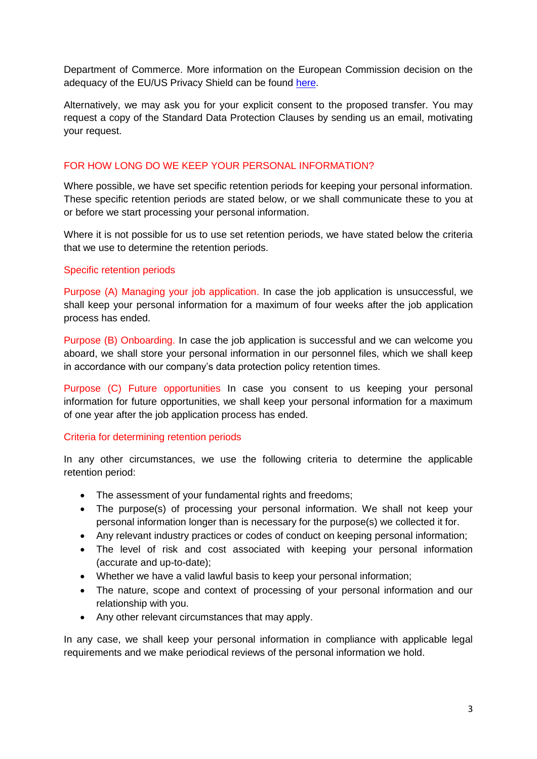Department of Commerce. More information on the European Commission decision on the adequacy of the EU/US Privacy Shield can be found here.

Alternatively, we may ask you for your explicit consent to the proposed transfer. You may request a copy of the Standard Data Protection Clauses by sending us an email, motivating your request.

## FOR HOW LONG DO WE KEEP YOUR PERSONAL INFORMATION?

Where possible, we have set specific retention periods for keeping your personal information. These specific retention periods are stated below, or we shall communicate these to you at or before we start processing your personal information.

Where it is not possible for us to use set retention periods, we have stated below the criteria that we use to determine the retention periods.

### Specific retention periods

**Purpose (A) Managing your job application.** In case the job application is unsuccessful, we shall keep your personal information for a maximum of four weeks after the job application process has ended.

**Purpose (B) Onboarding.** In case the job application is successful and we can welcome you aboard, we shall store your personal information in our personnel files, which we shall keep in accordance with our company's data protection policy retention times.

**Purpose (C) Future opportunities** In case you consent to us keeping your personal information for future opportunities, we shall keep your personal information for a maximum of one year after the job application process has ended.

### Criteria for determining retention periods

In any other circumstances, we use the following criteria to determine the applicable retention period:

- The assessment of your fundamental rights and freedoms;
- The purpose(s) of processing your personal information. We shall not keep your personal information longer than is necessary for the purpose(s) we collected it for.
- Any relevant industry practices or codes of conduct on keeping personal information;
- The level of risk and cost associated with keeping your personal information (accurate and up-to-date);
- Whether we have a valid lawful basis to keep your personal information;
- The nature, scope and context of processing of your personal information and our relationship with you.
- Any other relevant circumstances that may apply.

In any case, we shall keep your personal information in compliance with applicable legal requirements and we make periodical reviews of the personal information we hold.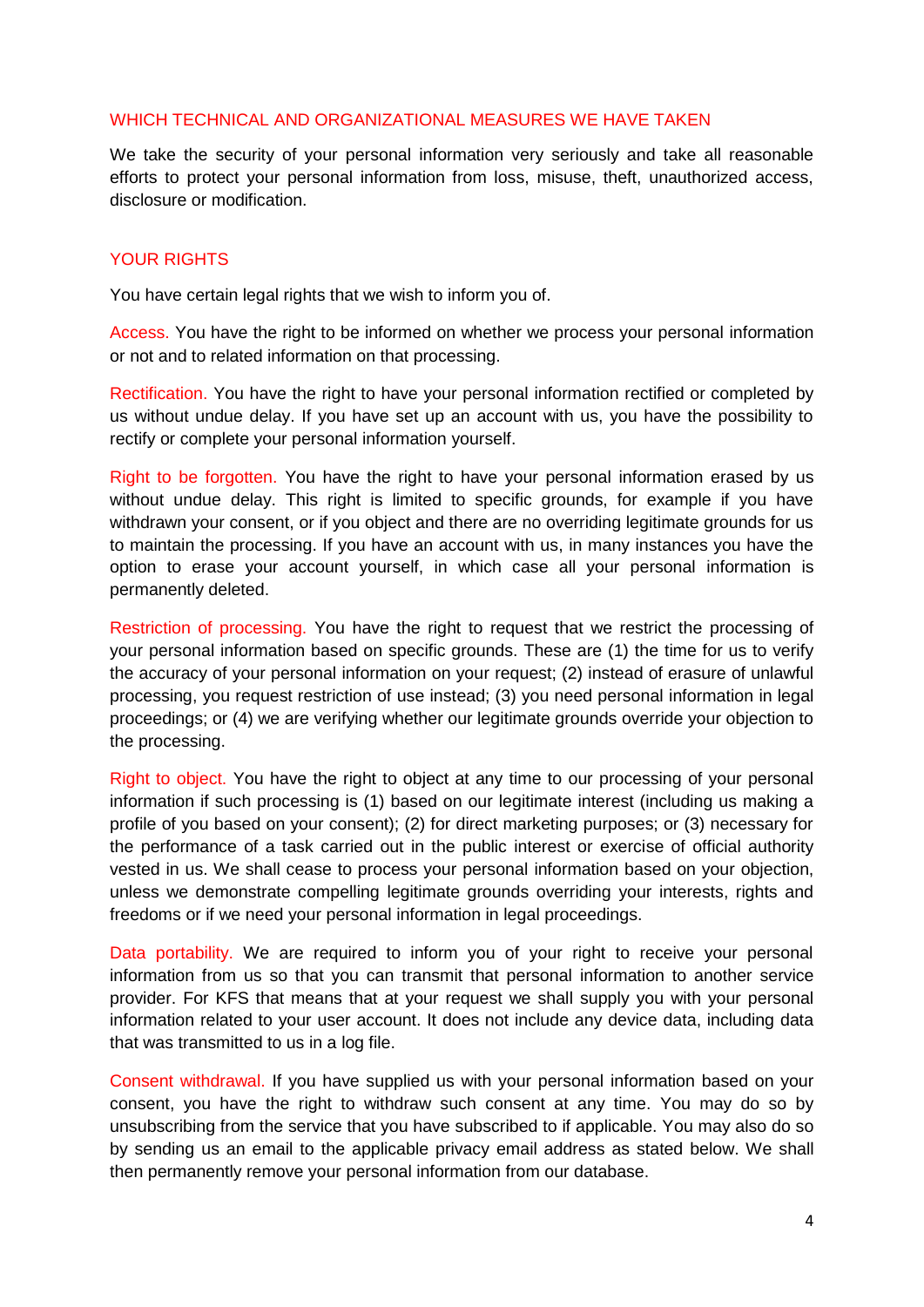## WHICH TECHNICAL AND ORGANIZATIONAL MEASURES WE HAVE TAKEN

We take the security of your personal information very seriously and take all reasonable efforts to protect your personal information from loss, misuse, theft, unauthorized access, disclosure or modification.

## YOUR RIGHTS

You have certain legal rights that we wish to inform you of.

**Access.** You have the right to be informed on whether we process your personal information or not and to related information on that processing.

**Rectification.** You have the right to have your personal information rectified or completed by us without undue delay. If you have set up an account with us, you have the possibility to rectify or complete your personal information yourself.

**Right to be forgotten.** You have the right to have your personal information erased by us without undue delay. This right is limited to specific grounds, for example if you have withdrawn your consent, or if you object and there are no overriding legitimate grounds for us to maintain the processing. If you have an account with us, in many instances you have the option to erase your account yourself, in which case all your personal information is permanently deleted.

**Restriction of processing.** You have the right to request that we restrict the processing of your personal information based on specific grounds. These are (1) the time for us to verify the accuracy of your personal information on your request; (2) instead of erasure of unlawful processing, you request restriction of use instead; (3) you need personal information in legal proceedings; or (4) we are verifying whether our legitimate grounds override your objection to the processing.

**Right to object.** You have the right to object at any time to our processing of your personal information if such processing is (1) based on our legitimate interest (including us making a profile of you based on your consent); (2) for direct marketing purposes; or (3) necessary for the performance of a task carried out in the public interest or exercise of official authority vested in us. We shall cease to process your personal information based on your objection, unless we demonstrate compelling legitimate grounds overriding your interests, rights and freedoms or if we need your personal information in legal proceedings.

**Data portability.** We are required to inform you of your right to receive your personal information from us so that you can transmit that personal information to another service provider. For KFS that means that at your request we shall supply you with your personal information related to your user account. It does not include any device data, including data that was transmitted to us in a log file.

**Consent withdrawal.** If you have supplied us with your personal information based on your consent, you have the right to withdraw such consent at any time. You may do so by unsubscribing from the service that you have subscribed to if applicable. You may also do so by sending us an email to the applicable privacy email address as stated below. We shall then permanently remove your personal information from our database.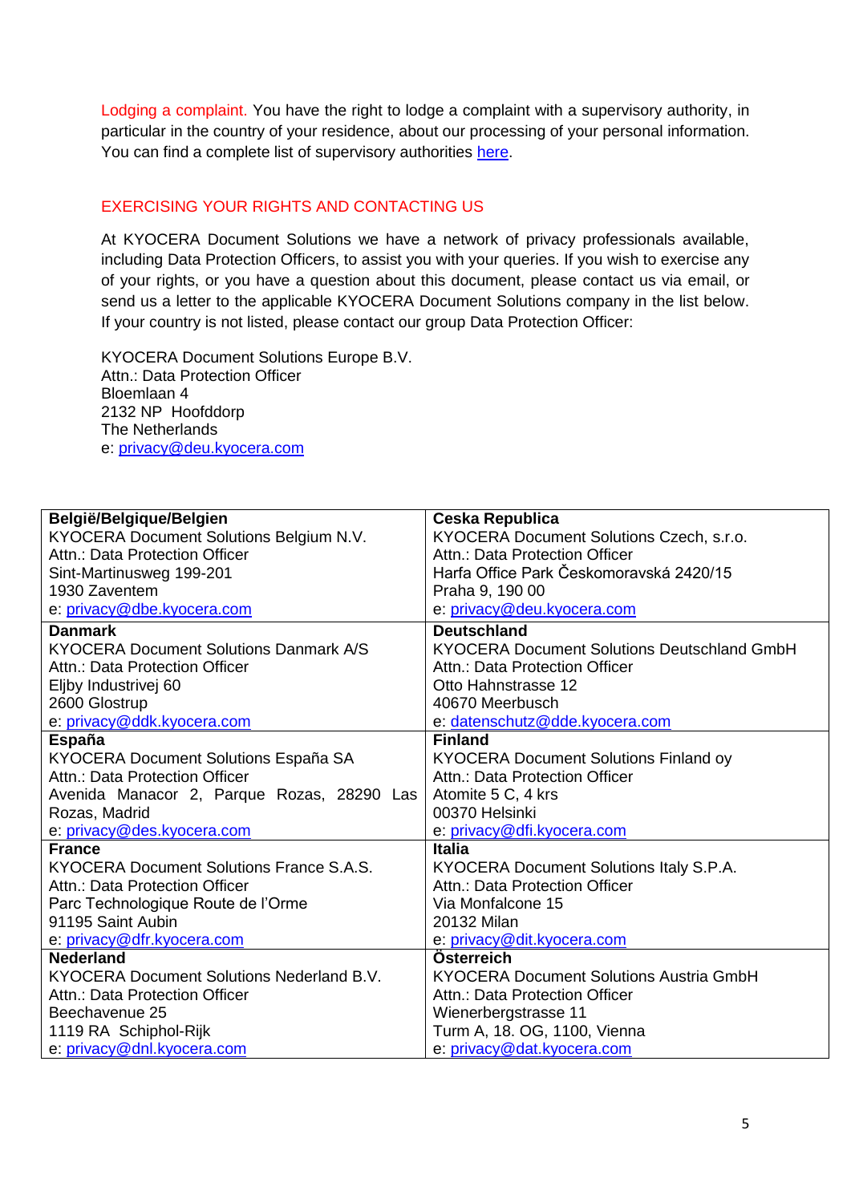Lodging a complaint. You have the right to lodge a complaint with a supervisory authority, in particular in the country of your residence, about our processing of your personal information. You can find a complete list of supervisory authorities here.

## EXERCISING YOUR RIGHTS AND CONTACTING US

At KYOCERA Document Solutions we have a network of privacy professionals available, including Data Protection Officers, to assist you with your queries. If you wish to exercise any of your rights, or you have a question about this document, please contact us via email, or send us a letter to the applicable KYOCERA Document Solutions company in the list below. If your country is not listed, please contact our group Data Protection Officer:

KYOCERA Document Solutions Europe B.V.
Attn.: Data Protection Officer
Bloemlaan 4
2132 NP  Hoofddorp
The Netherlands
e: privacy@deu.kyocera.com

| | |
|---|---|
| **België/Belgique/Belgien**<br>KYOCERA Document Solutions Belgium N.V.<br>Attn.: Data Protection Officer<br>Sint-Martinusweg 199-201<br>1930 Zaventem<br>e: privacy@dbe.kyocera.com | **Ceska Republica**<br>KYOCERA Document Solutions Czech, s.r.o.<br>Attn.: Data Protection Officer<br>Harfa Office Park Českomoravská 2420/15<br>Praha 9, 190 00<br>e: privacy@deu.kyocera.com |
| **Danmark**<br>KYOCERA Document Solutions Danmark A/S<br>Attn.: Data Protection Officer<br>Eljby Industrivej 60<br>2600 Glostrup<br>e: privacy@ddk.kyocera.com | **Deutschland**<br>KYOCERA Document Solutions Deutschland GmbH<br>Attn.: Data Protection Officer<br>Otto Hahnstrasse 12<br>40670 Meerbusch<br>e: datenschutz@dde.kyocera.com |
| **España**<br>KYOCERA Document Solutions España SA<br>Attn.: Data Protection Officer<br>Avenida Manacor 2, Parque Rozas, 28290 Las Rozas, Madrid<br>e: privacy@des.kyocera.com | **Finland**<br>KYOCERA Document Solutions Finland oy<br>Attn.: Data Protection Officer<br>Atomite 5 C, 4 krs<br>00370 Helsinki<br>e: privacy@dfi.kyocera.com |
| **France**<br>KYOCERA Document Solutions France S.A.S.<br>Attn.: Data Protection Officer<br>Parc Technologique Route de l'Orme<br>91195 Saint Aubin<br>e: privacy@dfr.kyocera.com | **Italia**<br>KYOCERA Document Solutions Italy S.P.A.<br>Attn.: Data Protection Officer<br>Via Monfalcone 15<br>20132 Milan<br>e: privacy@dit.kyocera.com |
| **Nederland**<br>KYOCERA Document Solutions Nederland B.V.<br>Attn.: Data Protection Officer<br>Beechavenue 25<br>1119 RA  Schiphol-Rijk<br>e: privacy@dnl.kyocera.com | **Österreich**<br>KYOCERA Document Solutions Austria GmbH<br>Attn.: Data Protection Officer<br>Wienerbergstrasse 11<br>Turm A, 18. OG, 1100, Vienna<br>e: privacy@dat.kyocera.com |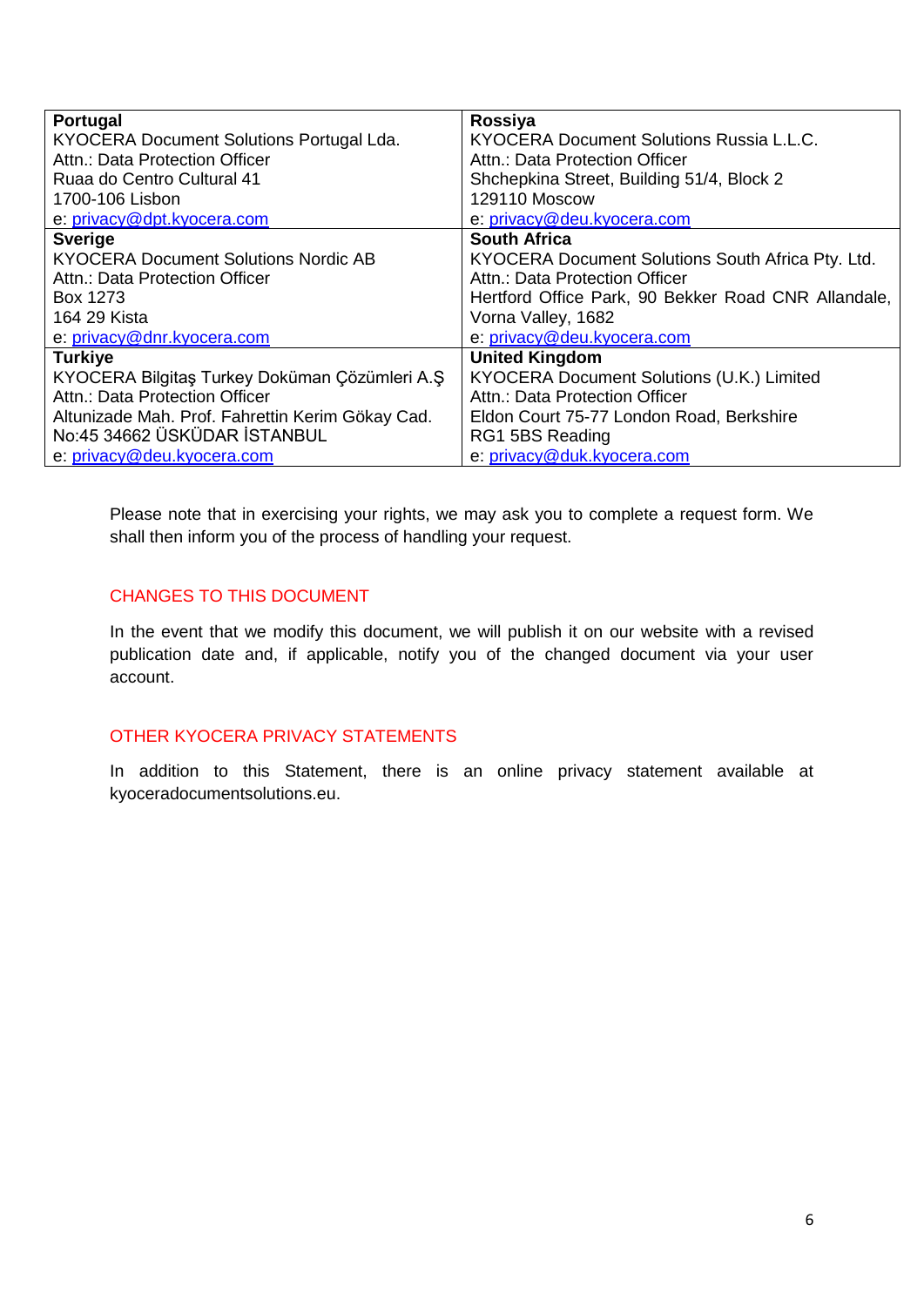| | |
|---|---|
| **Portugal**<br>KYOCERA Document Solutions Portugal Lda.<br>Attn.: Data Protection Officer<br>Ruaa do Centro Cultural 41<br>1700-106 Lisbon<br>e: privacy@dpt.kyocera.com | **Rossiya**<br>KYOCERA Document Solutions Russia L.L.C.<br>Attn.: Data Protection Officer<br>Shchepkina Street, Building 51/4, Block 2<br>129110 Moscow<br>e: privacy@deu.kyocera.com |
| **Sverige**<br>KYOCERA Document Solutions Nordic AB<br>Attn.: Data Protection Officer<br>Box 1273<br>164 29 Kista<br>e: privacy@dnr.kyocera.com | **South Africa**<br>KYOCERA Document Solutions South Africa Pty. Ltd.<br>Attn.: Data Protection Officer<br>Hertford Office Park, 90 Bekker Road CNR Allandale, Vorna Valley, 1682<br>e: privacy@deu.kyocera.com |
| **Turkiye**<br>KYOCERA Bilgitaş Turkey Doküman Çözümleri A.Ş<br>Attn.: Data Protection Officer<br>Altunizade Mah. Prof. Fahrettin Kerim Gökay Cad. No:45 34662 ÜSKÜDAR İSTANBUL<br>e: privacy@deu.kyocera.com | **United Kingdom**<br>KYOCERA Document Solutions (U.K.) Limited<br>Attn.: Data Protection Officer<br>Eldon Court 75-77 London Road, Berkshire<br>RG1 5BS Reading<br>e: privacy@duk.kyocera.com |

Please note that in exercising your rights, we may ask you to complete a request form. We shall then inform you of the process of handling your request.

## CHANGES TO THIS DOCUMENT

In the event that we modify this document, we will publish it on our website with a revised publication date and, if applicable, notify you of the changed document via your user account.

## OTHER KYOCERA PRIVACY STATEMENTS

In addition to this Statement, there is an online privacy statement available at kyoceradocumentsolutions.eu.